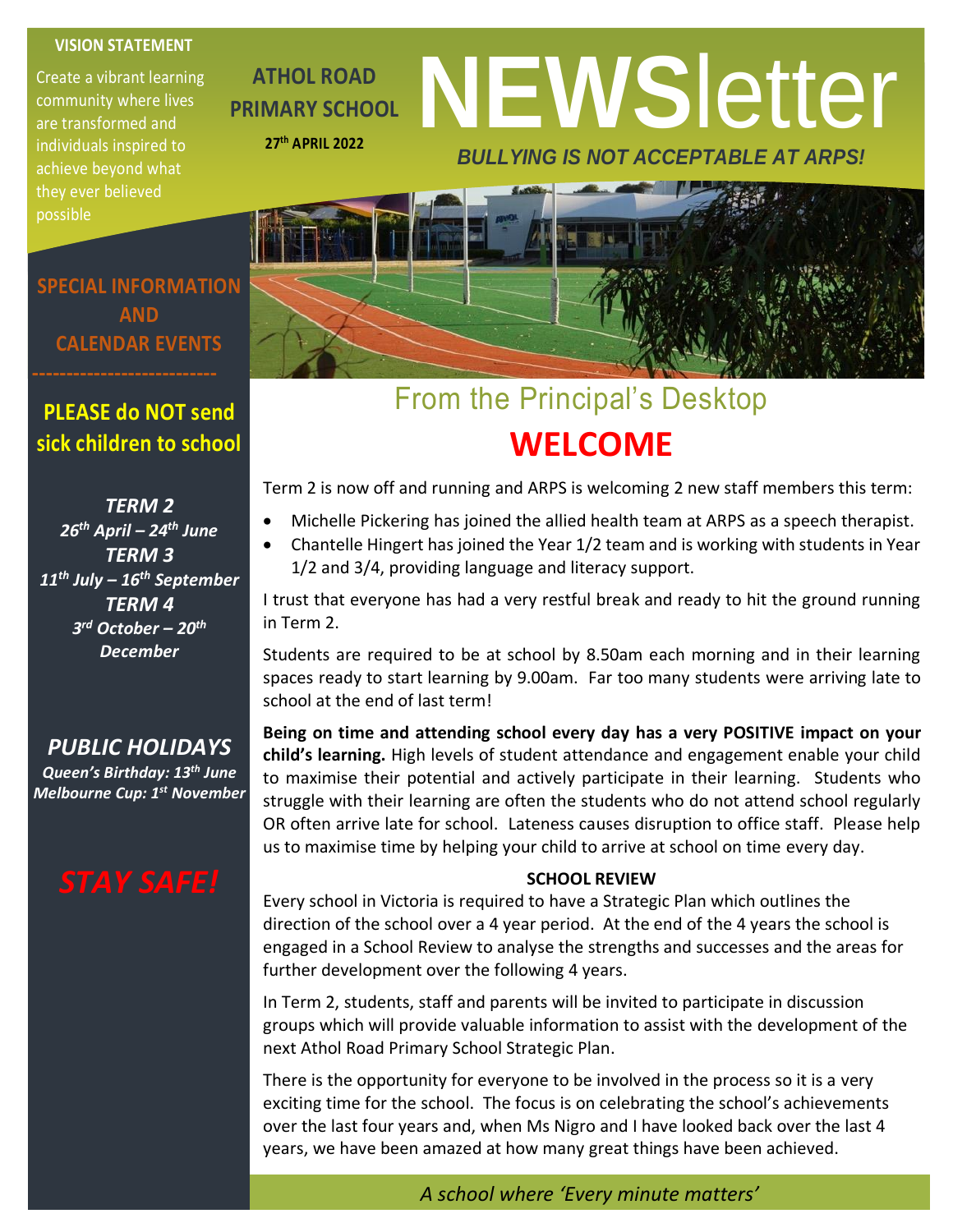**VISION STATEMENT**

Create a vibrant learning community where lives are transformed and individuals inspired to achieve beyond what they ever believed possible

**ATHOL ROAD PRIMARY SCHOOL**

**27th APRIL 2022**

# NEWSletter

***BULLYING IS NOT ACCEPTABLE AT ARPS!***

## SPECIAL INFORMATION AND CALENDAR EVENTS

**PLEASE do NOT send sick children to school**

***TERM 2***
***26th April – 24th June***
***TERM 3***
***11th July – 16th September***
***TERM 4***
***3rd October – 20th December***

***PUBLIC HOLIDAYS***
***Queen's Birthday: 13th June***
***Melbourne Cup: 1st November***

***STAY SAFE!***

## From the Principal's Desktop

## WELCOME

Term 2 is now off and running and ARPS is welcoming 2 new staff members this term:

- Michelle Pickering has joined the allied health team at ARPS as a speech therapist.
- Chantelle Hingert has joined the Year 1/2 team and is working with students in Year 1/2 and 3/4, providing language and literacy support.

I trust that everyone has had a very restful break and ready to hit the ground running in Term 2.

Students are required to be at school by 8.50am each morning and in their learning spaces ready to start learning by 9.00am. Far too many students were arriving late to school at the end of last term!

**Being on time and attending school every day has a very POSITIVE impact on your child's learning.** High levels of student attendance and engagement enable your child to maximise their potential and actively participate in their learning. Students who struggle with their learning are often the students who do not attend school regularly OR often arrive late for school. Lateness causes disruption to office staff. Please help us to maximise time by helping your child to arrive at school on time every day.

**SCHOOL REVIEW**

Every school in Victoria is required to have a Strategic Plan which outlines the direction of the school over a 4 year period. At the end of the 4 years the school is engaged in a School Review to analyse the strengths and successes and the areas for further development over the following 4 years.

In Term 2, students, staff and parents will be invited to participate in discussion groups which will provide valuable information to assist with the development of the next Athol Road Primary School Strategic Plan.

There is the opportunity for everyone to be involved in the process so it is a very exciting time for the school. The focus is on celebrating the school's achievements over the last four years and, when Ms Nigro and I have looked back over the last 4 years, we have been amazed at how many great things have been achieved.

*A school where 'Every minute matters'*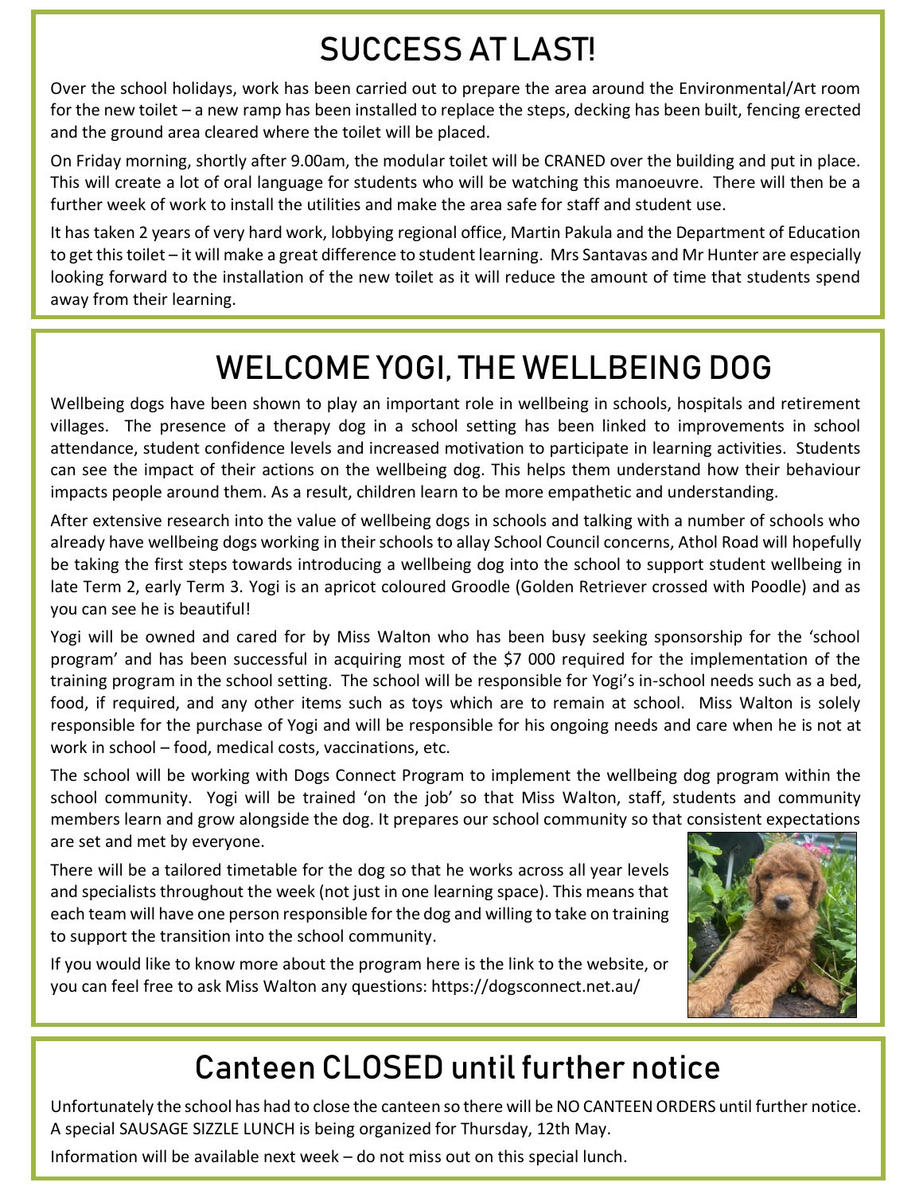# SUCCESS AT LAST!

Over the school holidays, work has been carried out to prepare the area around the Environmental/Art room for the new toilet – a new ramp has been installed to replace the steps, decking has been built, fencing erected and the ground area cleared where the toilet will be placed.

On Friday morning, shortly after 9.00am, the modular toilet will be CRANED over the building and put in place. This will create a lot of oral language for students who will be watching this manoeuvre. There will then be a further week of work to install the utilities and make the area safe for staff and student use.

It has taken 2 years of very hard work, lobbying regional office, Martin Pakula and the Department of Education to get this toilet – it will make a great difference to student learning. Mrs Santavas and Mr Hunter are especially looking forward to the installation of the new toilet as it will reduce the amount of time that students spend away from their learning.

# WELCOME YOGI, THE WELLBEING DOG

Wellbeing dogs have been shown to play an important role in wellbeing in schools, hospitals and retirement villages. The presence of a therapy dog in a school setting has been linked to improvements in school attendance, student confidence levels and increased motivation to participate in learning activities. Students can see the impact of their actions on the wellbeing dog. This helps them understand how their behaviour impacts people around them. As a result, children learn to be more empathetic and understanding.

After extensive research into the value of wellbeing dogs in schools and talking with a number of schools who already have wellbeing dogs working in their schools to allay School Council concerns, Athol Road will hopefully be taking the first steps towards introducing a wellbeing dog into the school to support student wellbeing in late Term 2, early Term 3. Yogi is an apricot coloured Groodle (Golden Retriever crossed with Poodle) and as you can see he is beautiful!

Yogi will be owned and cared for by Miss Walton who has been busy seeking sponsorship for the 'school program' and has been successful in acquiring most of the $7 000 required for the implementation of the training program in the school setting. The school will be responsible for Yogi's in-school needs such as a bed, food, if required, and any other items such as toys which are to remain at school. Miss Walton is solely responsible for the purchase of Yogi and will be responsible for his ongoing needs and care when he is not at work in school – food, medical costs, vaccinations, etc.

The school will be working with Dogs Connect Program to implement the wellbeing dog program within the school community. Yogi will be trained 'on the job' so that Miss Walton, staff, students and community members learn and grow alongside the dog. It prepares our school community so that consistent expectations are set and met by everyone.

There will be a tailored timetable for the dog so that he works across all year levels and specialists throughout the week (not just in one learning space). This means that each team will have one person responsible for the dog and willing to take on training to support the transition into the school community.

If you would like to know more about the program here is the link to the website, or you can feel free to ask Miss Walton any questions: https://dogsconnect.net.au/

# Canteen CLOSED until further notice

Unfortunately the school has had to close the canteen so there will be NO CANTEEN ORDERS until further notice. A special SAUSAGE SIZZLE LUNCH is being organized for Thursday, 12th May.

Information will be available next week – do not miss out on this special lunch.